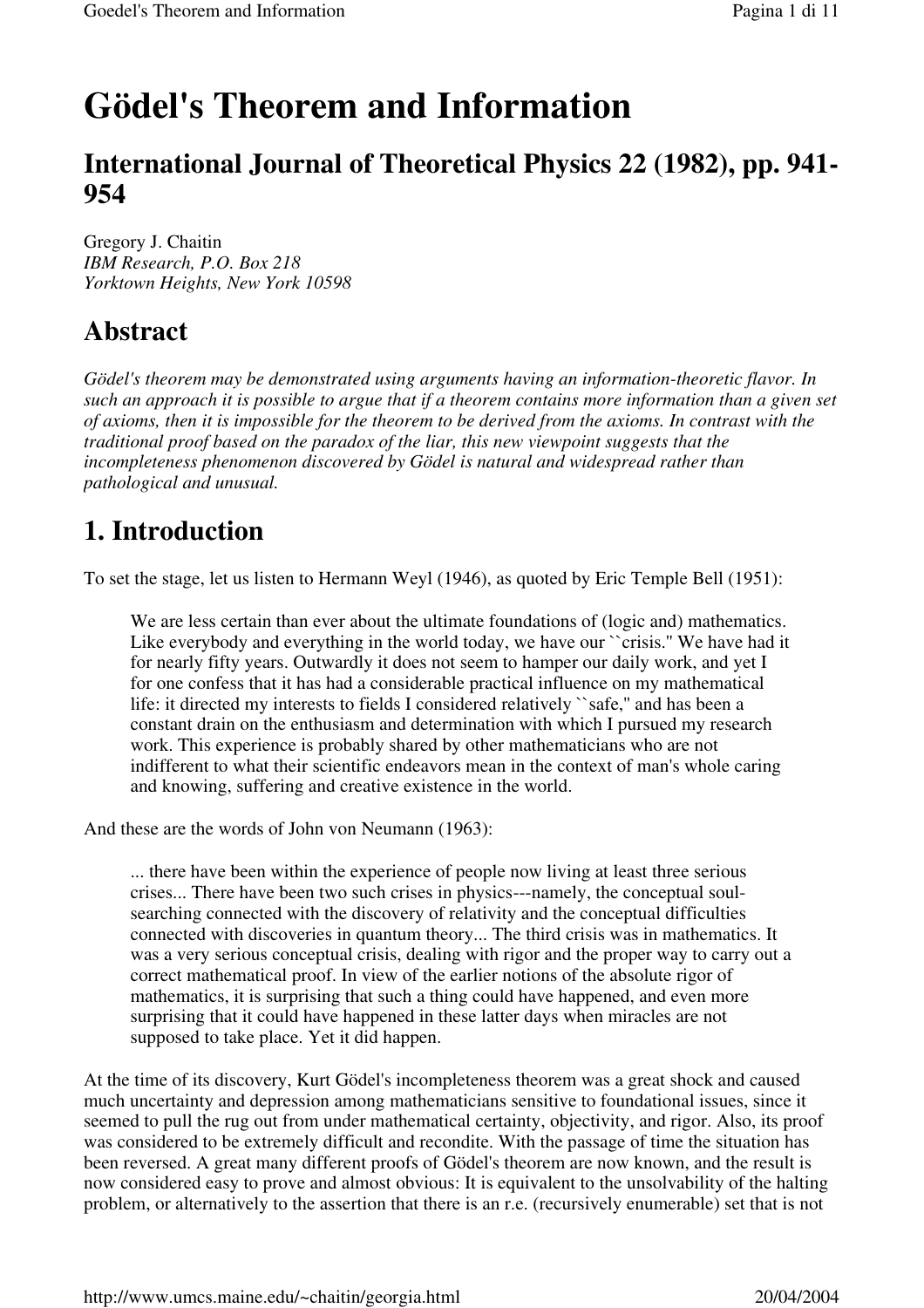# Gödel's Theorem and Information

## International Journal of Theoretical Physics 22 (1982), pp. 941-954

Gregory J. Chaitin
*IBM Research, P.O. Box 218*
*Yorktown Heights, New York 10598*

## Abstract

*Gödel's theorem may be demonstrated using arguments having an information-theoretic flavor. In such an approach it is possible to argue that if a theorem contains more information than a given set of axioms, then it is impossible for the theorem to be derived from the axioms. In contrast with the traditional proof based on the paradox of the liar, this new viewpoint suggests that the incompleteness phenomenon discovered by Gödel is natural and widespread rather than pathological and unusual.*

## 1. Introduction

To set the stage, let us listen to Hermann Weyl (1946), as quoted by Eric Temple Bell (1951):

> We are less certain than ever about the ultimate foundations of (logic and) mathematics. Like everybody and everything in the world today, we have our ``crisis.'' We have had it for nearly fifty years. Outwardly it does not seem to hamper our daily work, and yet I for one confess that it has had a considerable practical influence on my mathematical life: it directed my interests to fields I considered relatively ``safe,'' and has been a constant drain on the enthusiasm and determination with which I pursued my research work. This experience is probably shared by other mathematicians who are not indifferent to what their scientific endeavors mean in the context of man's whole caring and knowing, suffering and creative existence in the world.

And these are the words of John von Neumann (1963):

> ... there have been within the experience of people now living at least three serious crises... There have been two such crises in physics---namely, the conceptual soul-searching connected with the discovery of relativity and the conceptual difficulties connected with discoveries in quantum theory... The third crisis was in mathematics. It was a very serious conceptual crisis, dealing with rigor and the proper way to carry out a correct mathematical proof. In view of the earlier notions of the absolute rigor of mathematics, it is surprising that such a thing could have happened, and even more surprising that it could have happened in these latter days when miracles are not supposed to take place. Yet it did happen.

At the time of its discovery, Kurt Gödel's incompleteness theorem was a great shock and caused much uncertainty and depression among mathematicians sensitive to foundational issues, since it seemed to pull the rug out from under mathematical certainty, objectivity, and rigor. Also, its proof was considered to be extremely difficult and recondite. With the passage of time the situation has been reversed. A great many different proofs of Gödel's theorem are now known, and the result is now considered easy to prove and almost obvious: It is equivalent to the unsolvability of the halting problem, or alternatively to the assertion that there is an r.e. (recursively enumerable) set that is not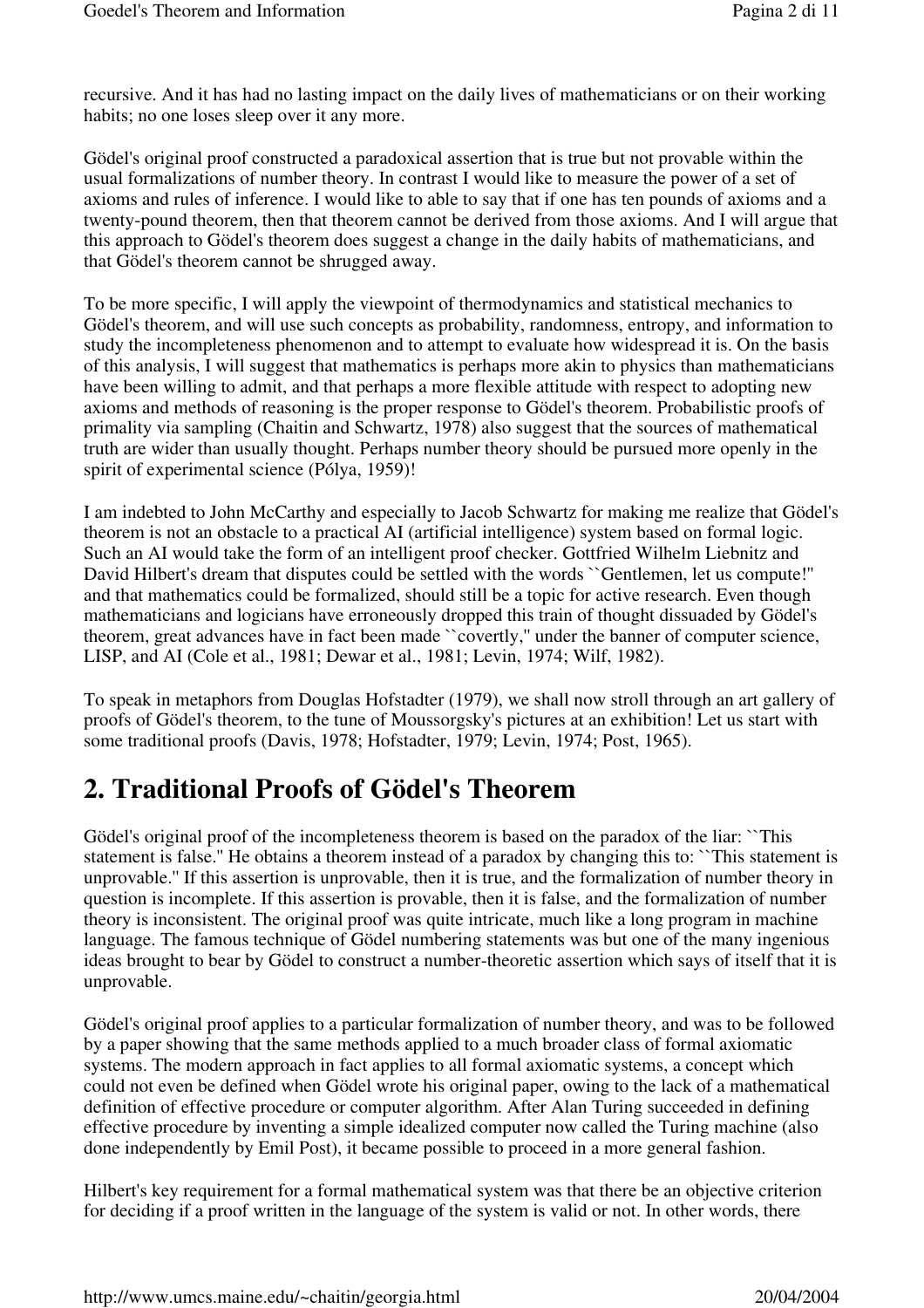recursive. And it has had no lasting impact on the daily lives of mathematicians or on their working habits; no one loses sleep over it any more.

Gödel's original proof constructed a paradoxical assertion that is true but not provable within the usual formalizations of number theory. In contrast I would like to measure the power of a set of axioms and rules of inference. I would like to able to say that if one has ten pounds of axioms and a twenty-pound theorem, then that theorem cannot be derived from those axioms. And I will argue that this approach to Gödel's theorem does suggest a change in the daily habits of mathematicians, and that Gödel's theorem cannot be shrugged away.

To be more specific, I will apply the viewpoint of thermodynamics and statistical mechanics to Gödel's theorem, and will use such concepts as probability, randomness, entropy, and information to study the incompleteness phenomenon and to attempt to evaluate how widespread it is. On the basis of this analysis, I will suggest that mathematics is perhaps more akin to physics than mathematicians have been willing to admit, and that perhaps a more flexible attitude with respect to adopting new axioms and methods of reasoning is the proper response to Gödel's theorem. Probabilistic proofs of primality via sampling (Chaitin and Schwartz, 1978) also suggest that the sources of mathematical truth are wider than usually thought. Perhaps number theory should be pursued more openly in the spirit of experimental science (Pólya, 1959)!

I am indebted to John McCarthy and especially to Jacob Schwartz for making me realize that Gödel's theorem is not an obstacle to a practical AI (artificial intelligence) system based on formal logic. Such an AI would take the form of an intelligent proof checker. Gottfried Wilhelm Liebnitz and David Hilbert's dream that disputes could be settled with the words ``Gentlemen, let us compute!'' and that mathematics could be formalized, should still be a topic for active research. Even though mathematicians and logicians have erroneously dropped this train of thought dissuaded by Gödel's theorem, great advances have in fact been made ``covertly,'' under the banner of computer science, LISP, and AI (Cole et al., 1981; Dewar et al., 1981; Levin, 1974; Wilf, 1982).

To speak in metaphors from Douglas Hofstadter (1979), we shall now stroll through an art gallery of proofs of Gödel's theorem, to the tune of Moussorgsky's pictures at an exhibition! Let us start with some traditional proofs (Davis, 1978; Hofstadter, 1979; Levin, 1974; Post, 1965).

## 2. Traditional Proofs of Gödel's Theorem

Gödel's original proof of the incompleteness theorem is based on the paradox of the liar: ``This statement is false.'' He obtains a theorem instead of a paradox by changing this to: ``This statement is unprovable.'' If this assertion is unprovable, then it is true, and the formalization of number theory in question is incomplete. If this assertion is provable, then it is false, and the formalization of number theory is inconsistent. The original proof was quite intricate, much like a long program in machine language. The famous technique of Gödel numbering statements was but one of the many ingenious ideas brought to bear by Gödel to construct a number-theoretic assertion which says of itself that it is unprovable.

Gödel's original proof applies to a particular formalization of number theory, and was to be followed by a paper showing that the same methods applied to a much broader class of formal axiomatic systems. The modern approach in fact applies to all formal axiomatic systems, a concept which could not even be defined when Gödel wrote his original paper, owing to the lack of a mathematical definition of effective procedure or computer algorithm. After Alan Turing succeeded in defining effective procedure by inventing a simple idealized computer now called the Turing machine (also done independently by Emil Post), it became possible to proceed in a more general fashion.

Hilbert's key requirement for a formal mathematical system was that there be an objective criterion for deciding if a proof written in the language of the system is valid or not. In other words, there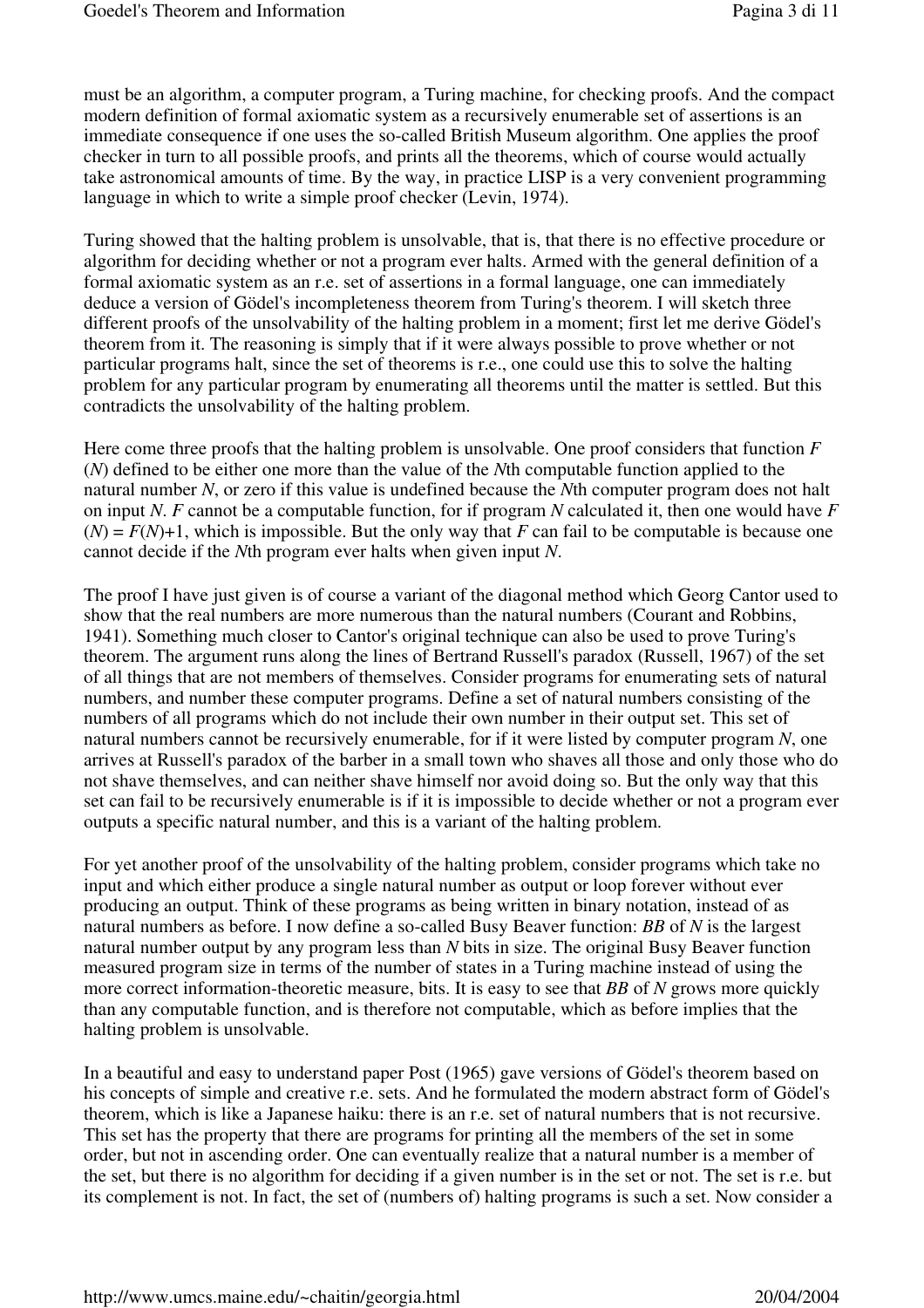must be an algorithm, a computer program, a Turing machine, for checking proofs. And the compact modern definition of formal axiomatic system as a recursively enumerable set of assertions is an immediate consequence if one uses the so-called British Museum algorithm. One applies the proof checker in turn to all possible proofs, and prints all the theorems, which of course would actually take astronomical amounts of time. By the way, in practice LISP is a very convenient programming language in which to write a simple proof checker (Levin, 1974).

Turing showed that the halting problem is unsolvable, that is, that there is no effective procedure or algorithm for deciding whether or not a program ever halts. Armed with the general definition of a formal axiomatic system as an r.e. set of assertions in a formal language, one can immediately deduce a version of Gödel's incompleteness theorem from Turing's theorem. I will sketch three different proofs of the unsolvability of the halting problem in a moment; first let me derive Gödel's theorem from it. The reasoning is simply that if it were always possible to prove whether or not particular programs halt, since the set of theorems is r.e., one could use this to solve the halting problem for any particular program by enumerating all theorems until the matter is settled. But this contradicts the unsolvability of the halting problem.

Here come three proofs that the halting problem is unsolvable. One proof considers that function $F(N)$ defined to be either one more than the value of the $N$th computable function applied to the natural number $N$, or zero if this value is undefined because the $N$th computer program does not halt on input $N$. $F$ cannot be a computable function, for if program $N$ calculated it, then one would have $F(N) = F(N)+1$, which is impossible. But the only way that $F$ can fail to be computable is because one cannot decide if the $N$th program ever halts when given input $N$.

The proof I have just given is of course a variant of the diagonal method which Georg Cantor used to show that the real numbers are more numerous than the natural numbers (Courant and Robbins, 1941). Something much closer to Cantor's original technique can also be used to prove Turing's theorem. The argument runs along the lines of Bertrand Russell's paradox (Russell, 1967) of the set of all things that are not members of themselves. Consider programs for enumerating sets of natural numbers, and number these computer programs. Define a set of natural numbers consisting of the numbers of all programs which do not include their own number in their output set. This set of natural numbers cannot be recursively enumerable, for if it were listed by computer program $N$, one arrives at Russell's paradox of the barber in a small town who shaves all those and only those who do not shave themselves, and can neither shave himself nor avoid doing so. But the only way that this set can fail to be recursively enumerable is if it is impossible to decide whether or not a program ever outputs a specific natural number, and this is a variant of the halting problem.

For yet another proof of the unsolvability of the halting problem, consider programs which take no input and which either produce a single natural number as output or loop forever without ever producing an output. Think of these programs as being written in binary notation, instead of as natural numbers as before. I now define a so-called Busy Beaver function: $BB$ of $N$ is the largest natural number output by any program less than $N$ bits in size. The original Busy Beaver function measured program size in terms of the number of states in a Turing machine instead of using the more correct information-theoretic measure, bits. It is easy to see that $BB$ of $N$ grows more quickly than any computable function, and is therefore not computable, which as before implies that the halting problem is unsolvable.

In a beautiful and easy to understand paper Post (1965) gave versions of Gödel's theorem based on his concepts of simple and creative r.e. sets. And he formulated the modern abstract form of Gödel's theorem, which is like a Japanese haiku: there is an r.e. set of natural numbers that is not recursive. This set has the property that there are programs for printing all the members of the set in some order, but not in ascending order. One can eventually realize that a natural number is a member of the set, but there is no algorithm for deciding if a given number is in the set or not. The set is r.e. but its complement is not. In fact, the set of (numbers of) halting programs is such a set. Now consider a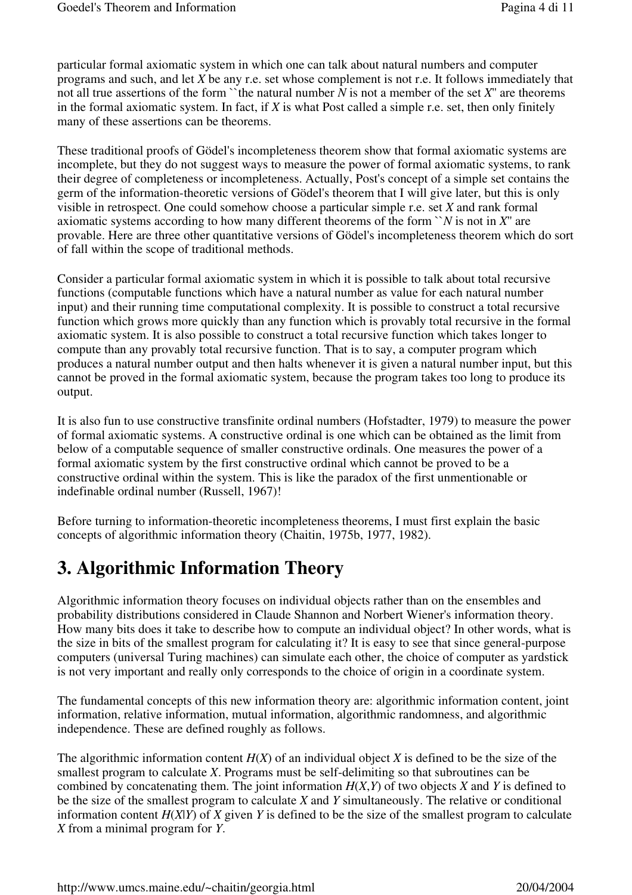particular formal axiomatic system in which one can talk about natural numbers and computer programs and such, and let *X* be any r.e. set whose complement is not r.e. It follows immediately that not all true assertions of the form ``the natural number *N* is not a member of the set *X*'' are theorems in the formal axiomatic system. In fact, if *X* is what Post called a simple r.e. set, then only finitely many of these assertions can be theorems.

These traditional proofs of Gödel's incompleteness theorem show that formal axiomatic systems are incomplete, but they do not suggest ways to measure the power of formal axiomatic systems, to rank their degree of completeness or incompleteness. Actually, Post's concept of a simple set contains the germ of the information-theoretic versions of Gödel's theorem that I will give later, but this is only visible in retrospect. One could somehow choose a particular simple r.e. set *X* and rank formal axiomatic systems according to how many different theorems of the form ``*N* is not in *X*'' are provable. Here are three other quantitative versions of Gödel's incompleteness theorem which do sort of fall within the scope of traditional methods.

Consider a particular formal axiomatic system in which it is possible to talk about total recursive functions (computable functions which have a natural number as value for each natural number input) and their running time computational complexity. It is possible to construct a total recursive function which grows more quickly than any function which is provably total recursive in the formal axiomatic system. It is also possible to construct a total recursive function which takes longer to compute than any provably total recursive function. That is to say, a computer program which produces a natural number output and then halts whenever it is given a natural number input, but this cannot be proved in the formal axiomatic system, because the program takes too long to produce its output.

It is also fun to use constructive transfinite ordinal numbers (Hofstadter, 1979) to measure the power of formal axiomatic systems. A constructive ordinal is one which can be obtained as the limit from below of a computable sequence of smaller constructive ordinals. One measures the power of a formal axiomatic system by the first constructive ordinal which cannot be proved to be a constructive ordinal within the system. This is like the paradox of the first unmentionable or indefinable ordinal number (Russell, 1967)!

Before turning to information-theoretic incompleteness theorems, I must first explain the basic concepts of algorithmic information theory (Chaitin, 1975b, 1977, 1982).

# 3. Algorithmic Information Theory

Algorithmic information theory focuses on individual objects rather than on the ensembles and probability distributions considered in Claude Shannon and Norbert Wiener's information theory. How many bits does it take to describe how to compute an individual object? In other words, what is the size in bits of the smallest program for calculating it? It is easy to see that since general-purpose computers (universal Turing machines) can simulate each other, the choice of computer as yardstick is not very important and really only corresponds to the choice of origin in a coordinate system.

The fundamental concepts of this new information theory are: algorithmic information content, joint information, relative information, mutual information, algorithmic randomness, and algorithmic independence. These are defined roughly as follows.

The algorithmic information content $H(X)$ of an individual object $X$ is defined to be the size of the smallest program to calculate $X$. Programs must be self-delimiting so that subroutines can be combined by concatenating them. The joint information $H(X,Y)$ of two objects $X$ and $Y$ is defined to be the size of the smallest program to calculate $X$ and $Y$ simultaneously. The relative or conditional information content $H(X|Y)$ of $X$ given $Y$ is defined to be the size of the smallest program to calculate $X$ from a minimal program for $Y$.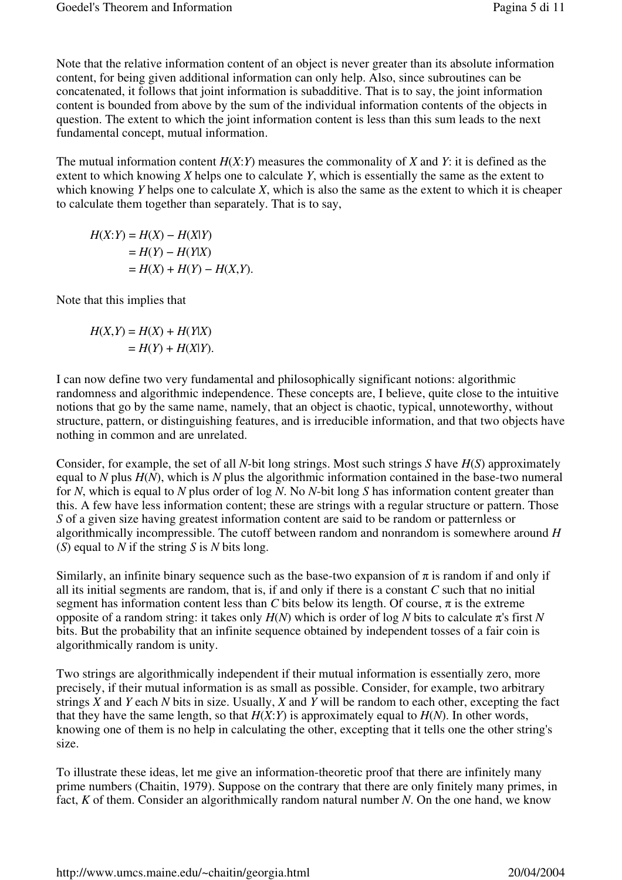Note that the relative information content of an object is never greater than its absolute information content, for being given additional information can only help. Also, since subroutines can be concatenated, it follows that joint information is subadditive. That is to say, the joint information content is bounded from above by the sum of the individual information contents of the objects in question. The extent to which the joint information content is less than this sum leads to the next fundamental concept, mutual information.

The mutual information content $H(X{:}Y)$ measures the commonality of $X$ and $Y$: it is defined as the extent to which knowing $X$ helps one to calculate $Y$, which is essentially the same as the extent to which knowing $Y$ helps one to calculate $X$, which is also the same as the extent to which it is cheaper to calculate them together than separately. That is to say,

$$
\begin{aligned}
H(X{:}Y) &= H(X) - H(X|Y) \\
&= H(Y) - H(Y|X) \\
&= H(X) + H(Y) - H(X,Y).
\end{aligned}
$$

Note that this implies that

$$
\begin{aligned}
H(X,Y) &= H(X) + H(Y|X) \\
&= H(Y) + H(X|Y).
\end{aligned}
$$

I can now define two very fundamental and philosophically significant notions: algorithmic randomness and algorithmic independence. These concepts are, I believe, quite close to the intuitive notions that go by the same name, namely, that an object is chaotic, typical, unnoteworthy, without structure, pattern, or distinguishing features, and is irreducible information, and that two objects have nothing in common and are unrelated.

Consider, for example, the set of all $N$-bit long strings. Most such strings $S$ have $H(S)$ approximately equal to $N$ plus $H(N)$, which is $N$ plus the algorithmic information contained in the base-two numeral for $N$, which is equal to $N$ plus order of log $N$. No $N$-bit long $S$ has information content greater than this. A few have less information content; these are strings with a regular structure or pattern. Those $S$ of a given size having greatest information content are said to be random or patternless or algorithmically incompressible. The cutoff between random and nonrandom is somewhere around $H(S)$ equal to $N$ if the string $S$ is $N$ bits long.

Similarly, an infinite binary sequence such as the base-two expansion of $\pi$ is random if and only if all its initial segments are random, that is, if and only if there is a constant $C$ such that no initial segment has information content less than $C$ bits below its length. Of course, $\pi$ is the extreme opposite of a random string: it takes only $H(N)$ which is order of log $N$ bits to calculate $\pi$'s first $N$ bits. But the probability that an infinite sequence obtained by independent tosses of a fair coin is algorithmically random is unity.

Two strings are algorithmically independent if their mutual information is essentially zero, more precisely, if their mutual information is as small as possible. Consider, for example, two arbitrary strings $X$ and $Y$ each $N$ bits in size. Usually, $X$ and $Y$ will be random to each other, excepting the fact that they have the same length, so that $H(X{:}Y)$ is approximately equal to $H(N)$. In other words, knowing one of them is no help in calculating the other, excepting that it tells one the other string's size.

To illustrate these ideas, let me give an information-theoretic proof that there are infinitely many prime numbers (Chaitin, 1979). Suppose on the contrary that there are only finitely many primes, in fact, $K$ of them. Consider an algorithmically random natural number $N$. On the one hand, we know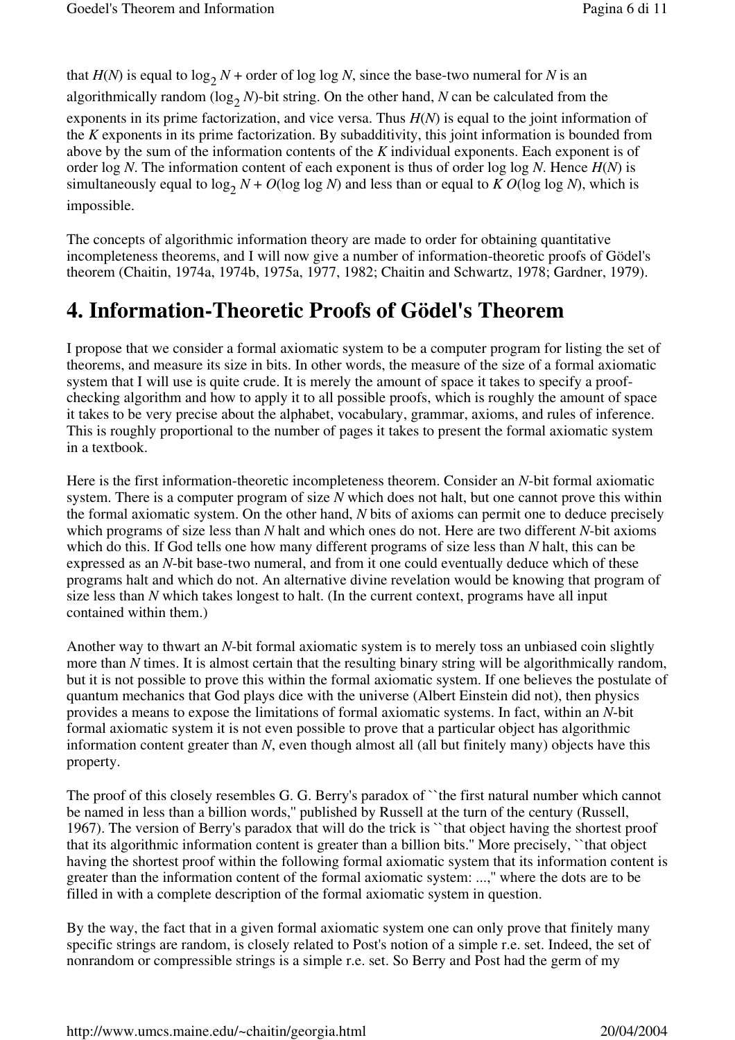that $H(N)$ is equal to $\log_2 N$ + order of log log $N$, since the base-two numeral for $N$ is an algorithmically random ($\log_2 N$)-bit string. On the other hand, $N$ can be calculated from the exponents in its prime factorization, and vice versa. Thus $H(N)$ is equal to the joint information of the $K$ exponents in its prime factorization. By subadditivity, this joint information is bounded from above by the sum of the information contents of the $K$ individual exponents. Each exponent is of order log $N$. The information content of each exponent is thus of order log log $N$. Hence $H(N)$ is simultaneously equal to $\log_2 N + O(\log \log N)$ and less than or equal to $K\, O(\log \log N)$, which is impossible.

The concepts of algorithmic information theory are made to order for obtaining quantitative incompleteness theorems, and I will now give a number of information-theoretic proofs of Gödel's theorem (Chaitin, 1974a, 1974b, 1975a, 1977, 1982; Chaitin and Schwartz, 1978; Gardner, 1979).

# 4. Information-Theoretic Proofs of Gödel's Theorem

I propose that we consider a formal axiomatic system to be a computer program for listing the set of theorems, and measure its size in bits. In other words, the measure of the size of a formal axiomatic system that I will use is quite crude. It is merely the amount of space it takes to specify a proof-checking algorithm and how to apply it to all possible proofs, which is roughly the amount of space it takes to be very precise about the alphabet, vocabulary, grammar, axioms, and rules of inference. This is roughly proportional to the number of pages it takes to present the formal axiomatic system in a textbook.

Here is the first information-theoretic incompleteness theorem. Consider an $N$-bit formal axiomatic system. There is a computer program of size $N$ which does not halt, but one cannot prove this within the formal axiomatic system. On the other hand, $N$ bits of axioms can permit one to deduce precisely which programs of size less than $N$ halt and which ones do not. Here are two different $N$-bit axioms which do this. If God tells one how many different programs of size less than $N$ halt, this can be expressed as an $N$-bit base-two numeral, and from it one could eventually deduce which of these programs halt and which do not. An alternative divine revelation would be knowing that program of size less than $N$ which takes longest to halt. (In the current context, programs have all input contained within them.)

Another way to thwart an $N$-bit formal axiomatic system is to merely toss an unbiased coin slightly more than $N$ times. It is almost certain that the resulting binary string will be algorithmically random, but it is not possible to prove this within the formal axiomatic system. If one believes the postulate of quantum mechanics that God plays dice with the universe (Albert Einstein did not), then physics provides a means to expose the limitations of formal axiomatic systems. In fact, within an $N$-bit formal axiomatic system it is not even possible to prove that a particular object has algorithmic information content greater than $N$, even though almost all (all but finitely many) objects have this property.

The proof of this closely resembles G. G. Berry's paradox of ``the first natural number which cannot be named in less than a billion words,'' published by Russell at the turn of the century (Russell, 1967). The version of Berry's paradox that will do the trick is ``that object having the shortest proof that its algorithmic information content is greater than a billion bits.'' More precisely, ``that object having the shortest proof within the following formal axiomatic system that its information content is greater than the information content of the formal axiomatic system: ...,'' where the dots are to be filled in with a complete description of the formal axiomatic system in question.

By the way, the fact that in a given formal axiomatic system one can only prove that finitely many specific strings are random, is closely related to Post's notion of a simple r.e. set. Indeed, the set of nonrandom or compressible strings is a simple r.e. set. So Berry and Post had the germ of my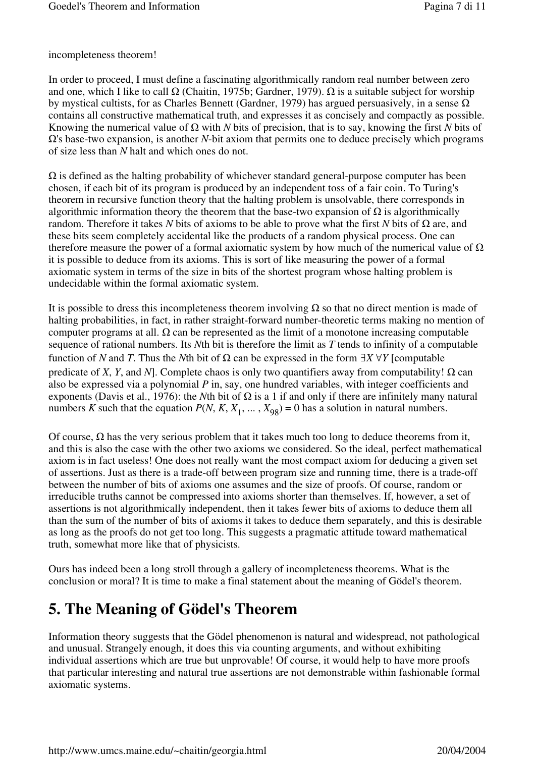incompleteness theorem!

In order to proceed, I must define a fascinating algorithmically random real number between zero and one, which I like to call Ω (Chaitin, 1975b; Gardner, 1979). Ω is a suitable subject for worship by mystical cultists, for as Charles Bennett (Gardner, 1979) has argued persuasively, in a sense Ω contains all constructive mathematical truth, and expresses it as concisely and compactly as possible. Knowing the numerical value of Ω with *N* bits of precision, that is to say, knowing the first *N* bits of Ω's base-two expansion, is another *N*-bit axiom that permits one to deduce precisely which programs of size less than *N* halt and which ones do not.

Ω is defined as the halting probability of whichever standard general-purpose computer has been chosen, if each bit of its program is produced by an independent toss of a fair coin. To Turing's theorem in recursive function theory that the halting problem is unsolvable, there corresponds in algorithmic information theory the theorem that the base-two expansion of Ω is algorithmically random. Therefore it takes *N* bits of axioms to be able to prove what the first *N* bits of Ω are, and these bits seem completely accidental like the products of a random physical process. One can therefore measure the power of a formal axiomatic system by how much of the numerical value of Ω it is possible to deduce from its axioms. This is sort of like measuring the power of a formal axiomatic system in terms of the size in bits of the shortest program whose halting problem is undecidable within the formal axiomatic system.

It is possible to dress this incompleteness theorem involving Ω so that no direct mention is made of halting probabilities, in fact, in rather straight-forward number-theoretic terms making no mention of computer programs at all. Ω can be represented as the limit of a monotone increasing computable sequence of rational numbers. Its *N*th bit is therefore the limit as *T* tends to infinity of a computable function of *N* and *T*. Thus the *N*th bit of Ω can be expressed in the form $\exists X \forall Y$ [computable predicate of *X*, *Y*, and *N*]. Complete chaos is only two quantifiers away from computability! Ω can also be expressed via a polynomial *P* in, say, one hundred variables, with integer coefficients and exponents (Davis et al., 1976): the *N*th bit of Ω is a 1 if and only if there are infinitely many natural numbers *K* such that the equation $P(N, K, X_1, \ldots, X_{98}) = 0$ has a solution in natural numbers.

Of course, Ω has the very serious problem that it takes much too long to deduce theorems from it, and this is also the case with the other two axioms we considered. So the ideal, perfect mathematical axiom is in fact useless! One does not really want the most compact axiom for deducing a given set of assertions. Just as there is a trade-off between program size and running time, there is a trade-off between the number of bits of axioms one assumes and the size of proofs. Of course, random or irreducible truths cannot be compressed into axioms shorter than themselves. If, however, a set of assertions is not algorithmically independent, then it takes fewer bits of axioms to deduce them all than the sum of the number of bits of axioms it takes to deduce them separately, and this is desirable as long as the proofs do not get too long. This suggests a pragmatic attitude toward mathematical truth, somewhat more like that of physicists.

Ours has indeed been a long stroll through a gallery of incompleteness theorems. What is the conclusion or moral? It is time to make a final statement about the meaning of Gödel's theorem.

# 5. The Meaning of Gödel's Theorem

Information theory suggests that the Gödel phenomenon is natural and widespread, not pathological and unusual. Strangely enough, it does this via counting arguments, and without exhibiting individual assertions which are true but unprovable! Of course, it would help to have more proofs that particular interesting and natural true assertions are not demonstrable within fashionable formal axiomatic systems.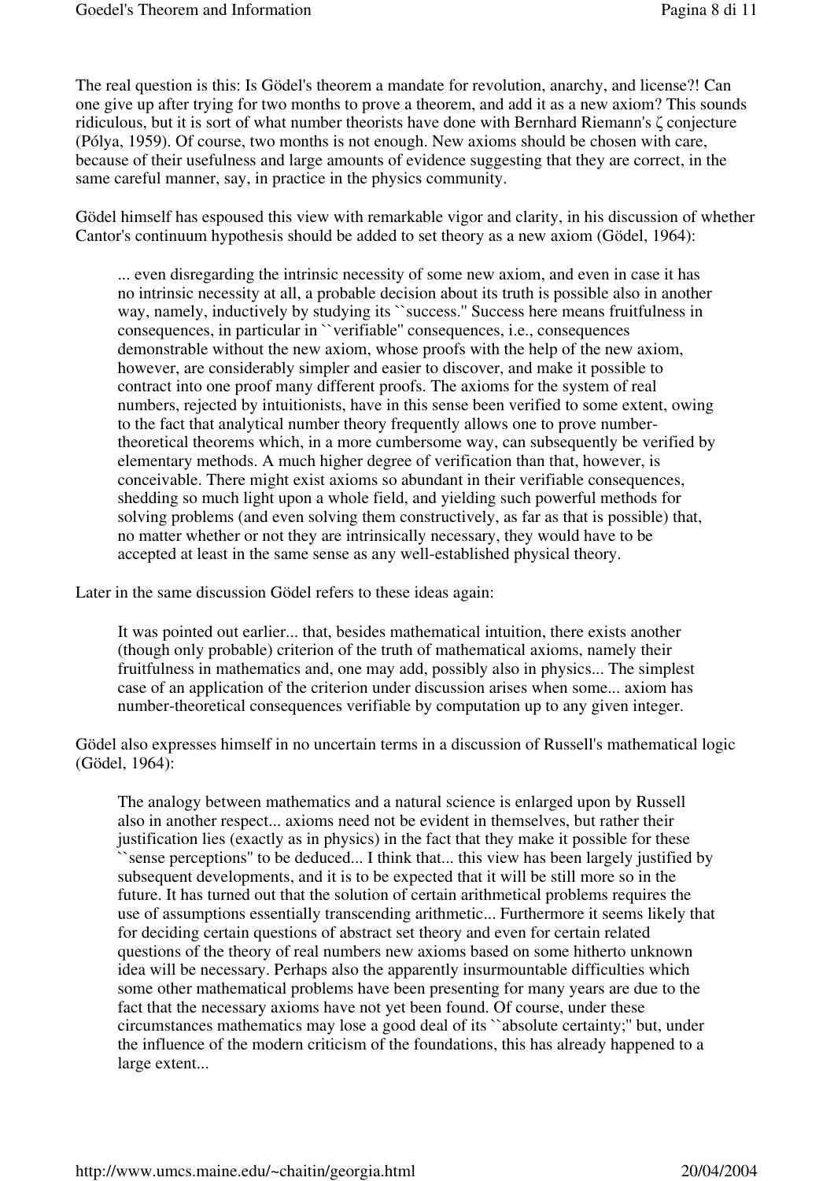The real question is this: Is Gödel's theorem a mandate for revolution, anarchy, and license?! Can one give up after trying for two months to prove a theorem, and add it as a new axiom? This sounds ridiculous, but it is sort of what number theorists have done with Bernhard Riemann's $\zeta$ conjecture (Pólya, 1959). Of course, two months is not enough. New axioms should be chosen with care, because of their usefulness and large amounts of evidence suggesting that they are correct, in the same careful manner, say, in practice in the physics community.

Gödel himself has espoused this view with remarkable vigor and clarity, in his discussion of whether Cantor's continuum hypothesis should be added to set theory as a new axiom (Gödel, 1964):

> ... even disregarding the intrinsic necessity of some new axiom, and even in case it has no intrinsic necessity at all, a probable decision about its truth is possible also in another way, namely, inductively by studying its ``success.'' Success here means fruitfulness in consequences, in particular in ``verifiable'' consequences, i.e., consequences demonstrable without the new axiom, whose proofs with the help of the new axiom, however, are considerably simpler and easier to discover, and make it possible to contract into one proof many different proofs. The axioms for the system of real numbers, rejected by intuitionists, have in this sense been verified to some extent, owing to the fact that analytical number theory frequently allows one to prove number-theoretical theorems which, in a more cumbersome way, can subsequently be verified by elementary methods. A much higher degree of verification than that, however, is conceivable. There might exist axioms so abundant in their verifiable consequences, shedding so much light upon a whole field, and yielding such powerful methods for solving problems (and even solving them constructively, as far as that is possible) that, no matter whether or not they are intrinsically necessary, they would have to be accepted at least in the same sense as any well-established physical theory.

Later in the same discussion Gödel refers to these ideas again:

> It was pointed out earlier... that, besides mathematical intuition, there exists another (though only probable) criterion of the truth of mathematical axioms, namely their fruitfulness in mathematics and, one may add, possibly also in physics... The simplest case of an application of the criterion under discussion arises when some... axiom has number-theoretical consequences verifiable by computation up to any given integer.

Gödel also expresses himself in no uncertain terms in a discussion of Russell's mathematical logic (Gödel, 1964):

> The analogy between mathematics and a natural science is enlarged upon by Russell also in another respect... axioms need not be evident in themselves, but rather their justification lies (exactly as in physics) in the fact that they make it possible for these ``sense perceptions'' to be deduced... I think that... this view has been largely justified by subsequent developments, and it is to be expected that it will be still more so in the future. It has turned out that the solution of certain arithmetical problems requires the use of assumptions essentially transcending arithmetic... Furthermore it seems likely that for deciding certain questions of abstract set theory and even for certain related questions of the theory of real numbers new axioms based on some hitherto unknown idea will be necessary. Perhaps also the apparently insurmountable difficulties which some other mathematical problems have been presenting for many years are due to the fact that the necessary axioms have not yet been found. Of course, under these circumstances mathematics may lose a good deal of its ``absolute certainty;'' but, under the influence of the modern criticism of the foundations, this has already happened to a large extent...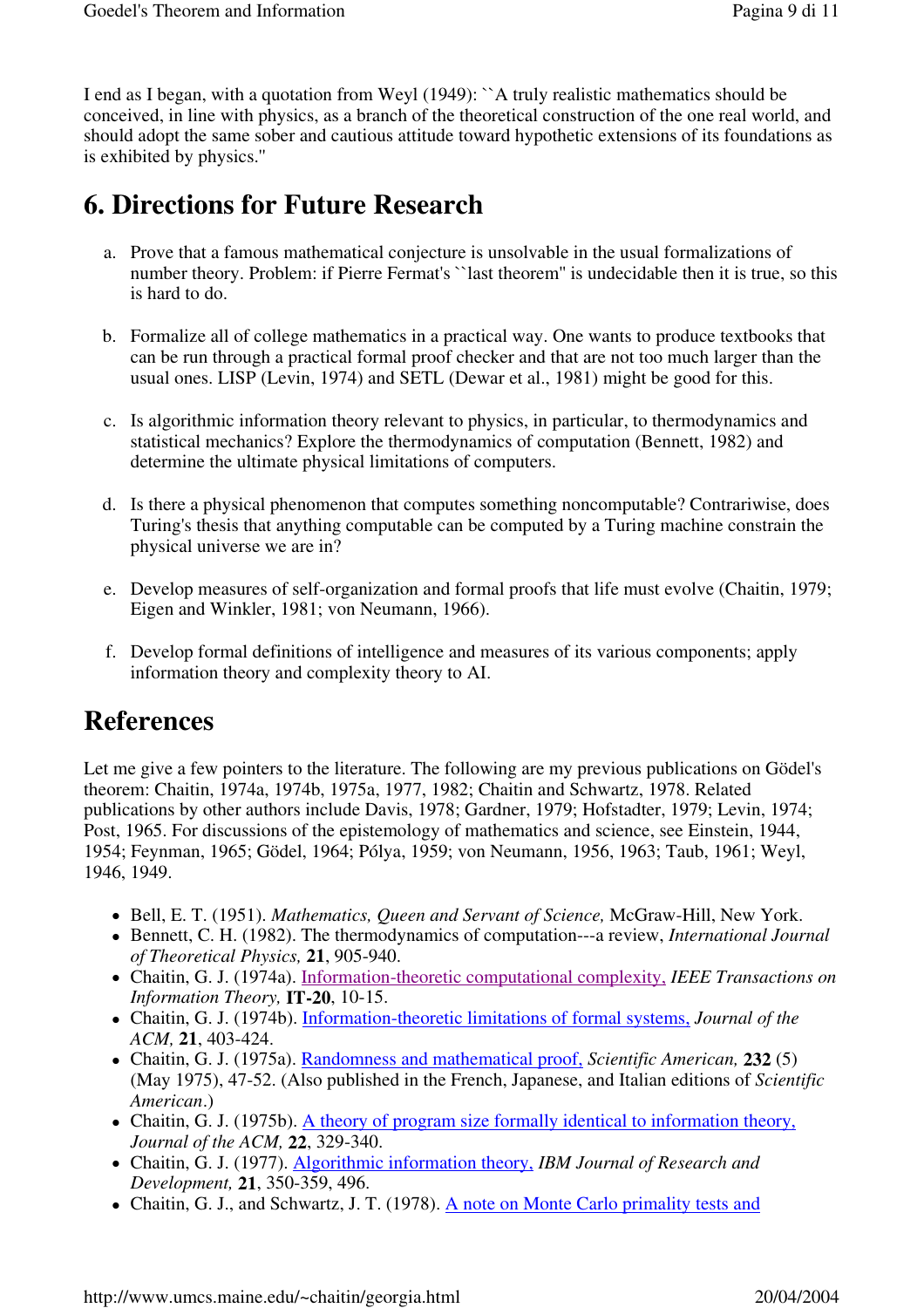I end as I began, with a quotation from Weyl (1949): ``A truly realistic mathematics should be conceived, in line with physics, as a branch of the theoretical construction of the one real world, and should adopt the same sober and cautious attitude toward hypothetic extensions of its foundations as is exhibited by physics.''

## 6. Directions for Future Research

a. Prove that a famous mathematical conjecture is unsolvable in the usual formalizations of number theory. Problem: if Pierre Fermat's ``last theorem'' is undecidable then it is true, so this is hard to do.

b. Formalize all of college mathematics in a practical way. One wants to produce textbooks that can be run through a practical formal proof checker and that are not too much larger than the usual ones. LISP (Levin, 1974) and SETL (Dewar et al., 1981) might be good for this.

c. Is algorithmic information theory relevant to physics, in particular, to thermodynamics and statistical mechanics? Explore the thermodynamics of computation (Bennett, 1982) and determine the ultimate physical limitations of computers.

d. Is there a physical phenomenon that computes something noncomputable? Contrariwise, does Turing's thesis that anything computable can be computed by a Turing machine constrain the physical universe we are in?

e. Develop measures of self-organization and formal proofs that life must evolve (Chaitin, 1979; Eigen and Winkler, 1981; von Neumann, 1966).

f. Develop formal definitions of intelligence and measures of its various components; apply information theory and complexity theory to AI.

## References

Let me give a few pointers to the literature. The following are my previous publications on Gödel's theorem: Chaitin, 1974a, 1974b, 1975a, 1977, 1982; Chaitin and Schwartz, 1978. Related publications by other authors include Davis, 1978; Gardner, 1979; Hofstadter, 1979; Levin, 1974; Post, 1965. For discussions of the epistemology of mathematics and science, see Einstein, 1944, 1954; Feynman, 1965; Gödel, 1964; Pólya, 1959; von Neumann, 1956, 1963; Taub, 1961; Weyl, 1946, 1949.

- Bell, E. T. (1951). *Mathematics, Queen and Servant of Science,* McGraw-Hill, New York.
- Bennett, C. H. (1982). The thermodynamics of computation---a review, *International Journal of Theoretical Physics,* **21**, 905-940.
- Chaitin, G. J. (1974a). Information-theoretic computational complexity, *IEEE Transactions on Information Theory,* **IT-20**, 10-15.
- Chaitin, G. J. (1974b). Information-theoretic limitations of formal systems, *Journal of the ACM,* **21**, 403-424.
- Chaitin, G. J. (1975a). Randomness and mathematical proof, *Scientific American,* **232** (5) (May 1975), 47-52. (Also published in the French, Japanese, and Italian editions of *Scientific American*.)
- Chaitin, G. J. (1975b). A theory of program size formally identical to information theory, *Journal of the ACM,* **22**, 329-340.
- Chaitin, G. J. (1977). Algorithmic information theory, *IBM Journal of Research and Development,* **21**, 350-359, 496.
- Chaitin, G. J., and Schwartz, J. T. (1978). A note on Monte Carlo primality tests and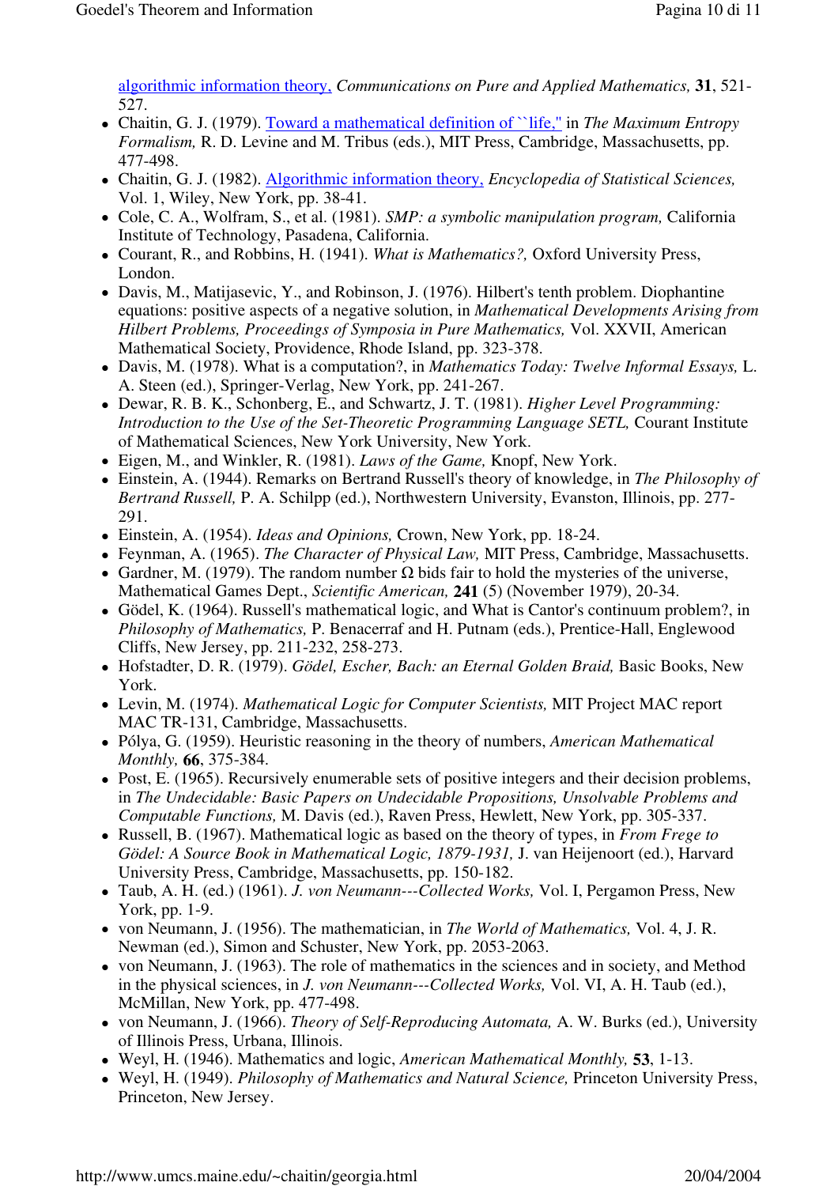algorithmic information theory, *Communications on Pure and Applied Mathematics,* **31**, 521-527.

- Chaitin, G. J. (1979). Toward a mathematical definition of ``life,'' in *The Maximum Entropy Formalism,* R. D. Levine and M. Tribus (eds.), MIT Press, Cambridge, Massachusetts, pp. 477-498.
- Chaitin, G. J. (1982). Algorithmic information theory, *Encyclopedia of Statistical Sciences,* Vol. 1, Wiley, New York, pp. 38-41.
- Cole, C. A., Wolfram, S., et al. (1981). *SMP: a symbolic manipulation program,* California Institute of Technology, Pasadena, California.
- Courant, R., and Robbins, H. (1941). *What is Mathematics?,* Oxford University Press, London.
- Davis, M., Matijasevic, Y., and Robinson, J. (1976). Hilbert's tenth problem. Diophantine equations: positive aspects of a negative solution, in *Mathematical Developments Arising from Hilbert Problems, Proceedings of Symposia in Pure Mathematics,* Vol. XXVII, American Mathematical Society, Providence, Rhode Island, pp. 323-378.
- Davis, M. (1978). What is a computation?, in *Mathematics Today: Twelve Informal Essays,* L. A. Steen (ed.), Springer-Verlag, New York, pp. 241-267.
- Dewar, R. B. K., Schonberg, E., and Schwartz, J. T. (1981). *Higher Level Programming: Introduction to the Use of the Set-Theoretic Programming Language SETL,* Courant Institute of Mathematical Sciences, New York University, New York.
- Eigen, M., and Winkler, R. (1981). *Laws of the Game,* Knopf, New York.
- Einstein, A. (1944). Remarks on Bertrand Russell's theory of knowledge, in *The Philosophy of Bertrand Russell,* P. A. Schilpp (ed.), Northwestern University, Evanston, Illinois, pp. 277-291.
- Einstein, A. (1954). *Ideas and Opinions,* Crown, New York, pp. 18-24.
- Feynman, A. (1965). *The Character of Physical Law,* MIT Press, Cambridge, Massachusetts.
- Gardner, M. (1979). The random number $\Omega$ bids fair to hold the mysteries of the universe, Mathematical Games Dept., *Scientific American,* **241** (5) (November 1979), 20-34.
- Gödel, K. (1964). Russell's mathematical logic, and What is Cantor's continuum problem?, in *Philosophy of Mathematics,* P. Benacerraf and H. Putnam (eds.), Prentice-Hall, Englewood Cliffs, New Jersey, pp. 211-232, 258-273.
- Hofstadter, D. R. (1979). *Gödel, Escher, Bach: an Eternal Golden Braid,* Basic Books, New York.
- Levin, M. (1974). *Mathematical Logic for Computer Scientists,* MIT Project MAC report MAC TR-131, Cambridge, Massachusetts.
- Pólya, G. (1959). Heuristic reasoning in the theory of numbers, *American Mathematical Monthly,* **66**, 375-384.
- Post, E. (1965). Recursively enumerable sets of positive integers and their decision problems, in *The Undecidable: Basic Papers on Undecidable Propositions, Unsolvable Problems and Computable Functions,* M. Davis (ed.), Raven Press, Hewlett, New York, pp. 305-337.
- Russell, B. (1967). Mathematical logic as based on the theory of types, in *From Frege to Gödel: A Source Book in Mathematical Logic, 1879-1931,* J. van Heijenoort (ed.), Harvard University Press, Cambridge, Massachusetts, pp. 150-182.
- Taub, A. H. (ed.) (1961). *J. von Neumann---Collected Works,* Vol. I, Pergamon Press, New York, pp. 1-9.
- von Neumann, J. (1956). The mathematician, in *The World of Mathematics,* Vol. 4, J. R. Newman (ed.), Simon and Schuster, New York, pp. 2053-2063.
- von Neumann, J. (1963). The role of mathematics in the sciences and in society, and Method in the physical sciences, in *J. von Neumann---Collected Works,* Vol. VI, A. H. Taub (ed.), McMillan, New York, pp. 477-498.
- von Neumann, J. (1966). *Theory of Self-Reproducing Automata,* A. W. Burks (ed.), University of Illinois Press, Urbana, Illinois.
- Weyl, H. (1946). Mathematics and logic, *American Mathematical Monthly,* **53**, 1-13.
- Weyl, H. (1949). *Philosophy of Mathematics and Natural Science,* Princeton University Press, Princeton, New Jersey.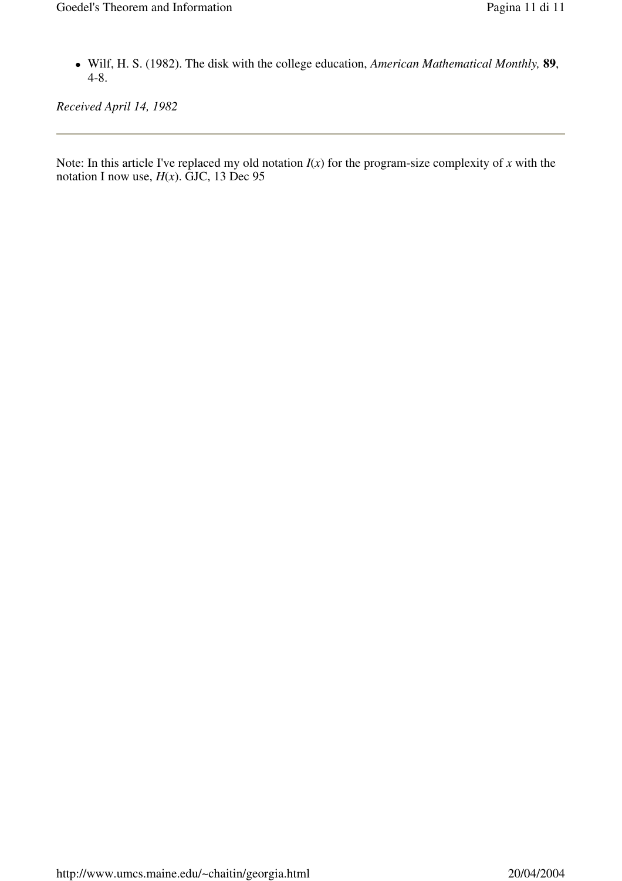- Wilf, H. S. (1982). The disk with the college education, *American Mathematical Monthly,* **89**, 4-8.

*Received April 14, 1982*

---

Note: In this article I've replaced my old notation $I(x)$ for the program-size complexity of $x$ with the notation I now use, $H(x)$. GJC, 13 Dec 95